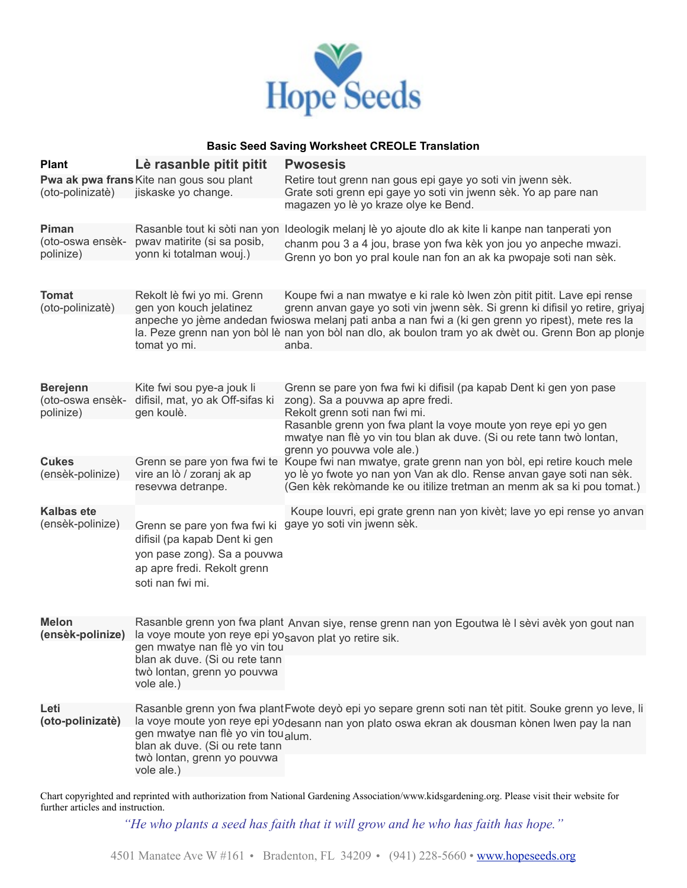# Hope Seeds

**Basic Seed Saving Worksheet CREOLE Translation**

| Plant | Lè rasanble pitit pitit | Pwosesis |
|---|---|---|
| **Pwa ak pwa frans** (oto-polinizatè) | Kite nan gous sou plant jiskaske yo change. | Retire tout grenn nan gous epi gaye yo soti vin jwenn sèk. Grate soti grenn epi gaye yo soti vin jwenn sèk. Yo ap pare nan magazen yo lè yo kraze olye ke Bend. |
| **Piman** (oto-oswa ensèk-polinize) | Rasanble tout ki sòti nan yon pwav matirite (si sa posib, yonn ki totalman wouj.) | Ideologik melanj lè yo ajoute dlo ak kite li kanpe nan tanperati yon chanm pou 3 a 4 jou, brase yon fwa kèk yon jou yo anpeche mwazi. Grenn yo bon yo pral koule nan fon an ak ka pwopaje soti nan sèk. |
| **Tomat** (oto-polinizatè) | Rekolt lè fwi yo mi. Grenn gen yon kouch jelatinez anpeche yo jème andedan fwi la. Peze grenn nan yon bòl lè tomat yo mi. | Koupe fwi a nan mwatye e ki rale kò lwen zòn pitit pitit. Lave epi rense grenn anvan gaye yo soti vin jwenn sèk. Si grenn ki difisil yo retire, griyaj oswa melanj pati anba a nan fwi a (ki gen grenn yo ripest), mete res la nan yon bòl nan dlo, ak boulon tram yo ak dwèt ou. Grenn Bon ap plonje anba. |
| **Berejenn** (oto-oswa ensèk-polinize) | Kite fwi sou pye-a jouk li difisil, mat, yo ak Off-sifas ki gen koulè. | Grenn se pare yon fwa fwi ki difisil (pa kapab Dent ki gen yon pase zong). Sa a pouvwa ap apre fredi. Rekolt grenn soti nan fwi mi. Rasanble grenn yon fwa plant la voye moute yon reye epi yo gen mwatye nan flè yo vin tou blan ak duve. (Si ou rete tann twò lontan, grenn yo pouvwa vole ale.) |
| **Cukes** (ensèk-polinize) | Grenn se pare yon fwa fwi te vire an lò / zoranj ak ap resevwa detranpe. | Koupe fwi nan mwatye, grate grenn nan yon bòl, epi retire kouch mele yo lè yo fwote yo nan yon Van ak dlo. Rense anvan gaye soti nan sèk. (Gen kèk rekòmande ke ou itilize tretman an menm ak sa ki pou tomat.) |
| **Kalbas ete** (ensèk-polinize) | Grenn se pare yon fwa fwi ki difisil (pa kapab Dent ki gen yon pase zong). Sa a pouvwa ap apre fredi. Rekolt grenn soti nan fwi mi. | Koupe louvri, epi grate grenn nan yon kivèt; lave yo epi rense yo anvan gaye yo soti vin jwenn sèk. |
| **Melon (ensèk-polinize)** | Rasanble grenn yon fwa plant la voye moute yon reye epi yo gen mwatye nan flè yo vin tou blan ak duve. (Si ou rete tann twò lontan, grenn yo pouvwa vole ale.) | Anvan siye, rense grenn nan yon Egoutwa lè l sèvi avèk yon gout nan savon plat yo retire sik. |
| **Leti (oto-polinizatè)** | Rasanble grenn yon fwa plant la voye moute yon reye epi yo gen mwatye nan flè yo vin tou blan ak duve. (Si ou rete tann twò lontan, grenn yo pouvwa vole ale.) | Fwote deyò epi yo separe grenn soti nan tèt pitit. Souke grenn yo leve, li desann nan yon plato oswa ekran ak dousman kònen lwen pay la nan alum. |

Chart copyrighted and reprinted with authorization from National Gardening Association/www.kidsgardening.org. Please visit their website for further articles and instruction.

*"He who plants a seed has faith that it will grow and he who has faith has hope."*

4501 Manatee Ave W #161 • Bradenton, FL 34209 • (941) 228-5660 • www.hopeseeds.org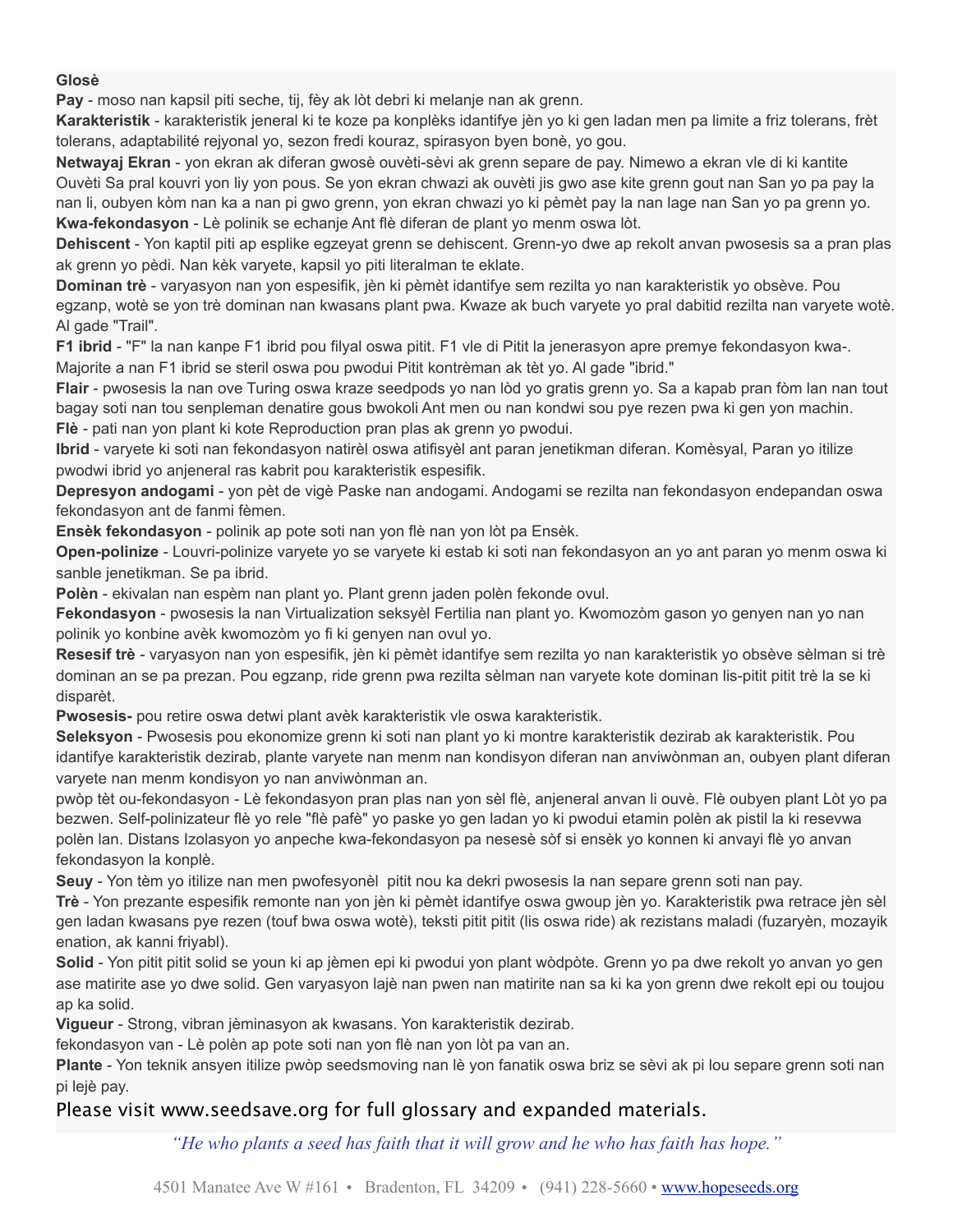**Glosè**

**Pay** - moso nan kapsil piti seche, tij, fèy ak lòt debri ki melanje nan ak grenn.

**Karakteristik** - karakteristik jeneral ki te koze pa konplèks idantifye jèn yo ki gen ladan men pa limite a friz tolerans, frèt tolerans, adaptabilité rejyonal yo, sezon fredi kouraz, spirasyon byen bonè, yo gou.

**Netwayaj Ekran** - yon ekran ak diferan gwosè ouvèti-sèvi ak grenn separe de pay. Nimewo a ekran vle di ki kantite Ouvèti Sa pral kouvri yon liy yon pous. Se yon ekran chwazi ak ouvèti jis gwo ase kite grenn gout nan San yo pa pay la nan li, oubyen kòm nan ka a nan pi gwo grenn, yon ekran chwazi yo ki pèmèt pay la nan lage nan San yo pa grenn yo.

**Kwa-fekondasyon** - Lè polinik se echanje Ant flè diferan de plant yo menm oswa lòt.

**Dehiscent** - Yon kaptil piti ap esplike egzeyat grenn se dehiscent. Grenn-yo dwe ap rekolt anvan pwosesis sa a pran plas ak grenn yo pèdi. Nan kèk varyete, kapsil yo piti literalman te eklate.

**Dominan trè** - varyasyon nan yon espesifik, jèn ki pèmèt idantifye sem rezilta yo nan karakteristik yo obsève. Pou egzanp, wotè se yon trè dominan nan kwasans plant pwa. Kwaze ak buch varyete yo pral dabitid rezilta nan varyete wotè. Al gade "Trail".

**F1 ibrid** - "F" la nan kanpe F1 ibrid pou filyal oswa pitit. F1 vle di Pitit la jenerasyon apre premye fekondasyon kwa-. Majorite a nan F1 ibrid se steril oswa pou pwodui Pitit kontrèman ak tèt yo. Al gade "ibrid."

**Flair** - pwosesis la nan ove Turing oswa kraze seedpods yo nan lòd yo gratis grenn yo. Sa a kapab pran fòm lan nan tout bagay soti nan tou senpleman denatire gous bwokoli Ant men ou nan kondwi sou pye rezen pwa ki gen yon machin.

**Flè** - pati nan yon plant ki kote Reproduction pran plas ak grenn yo pwodui.

**Ibrid** - varyete ki soti nan fekondasyon natirèl oswa atifisyèl ant paran jenetikman diferan. Komèsyal, Paran yo itilize pwodwi ibrid yo anjeneral ras kabrit pou karakteristik espesifik.

**Depresyon andogami** - yon pèt de vigè Paske nan andogami. Andogami se rezilta nan fekondasyon endepandan oswa fekondasyon ant de fanmi fèmen.

**Ensèk fekondasyon** - polinik ap pote soti nan yon flè nan yon lòt pa Ensèk.

**Open-polinize** - Louvri-polinize varyete yo se varyete ki estab ki soti nan fekondasyon an yo ant paran yo menm oswa ki sanble jenetikman. Se pa ibrid.

**Polèn** - ekivalan nan espèm nan plant yo. Plant grenn jaden polèn fekonde ovul.

**Fekondasyon** - pwosesis la nan Virtualization seksyèl Fertilia nan plant yo. Kwomozòm gason yo genyen nan yo nan polinik yo konbine avèk kwomozòm yo fi ki genyen nan ovul yo.

**Resesif trè** - varyasyon nan yon espesifik, jèn ki pèmèt idantifye sem rezilta yo nan karakteristik yo obsève sèlman si trè dominan an se pa prezan. Pou egzanp, ride grenn pwa rezilta sèlman nan varyete kote dominan lis-pitit pitit trè la se ki disparèt.

**Pwosesis-** pou retire oswa detwi plant avèk karakteristik vle oswa karakteristik.

**Seleksyon** - Pwosesis pou ekonomize grenn ki soti nan plant yo ki montre karakteristik dezirab ak karakteristik. Pou idantifye karakteristik dezirab, plante varyete nan menm nan kondisyon diferan nan anviwònman an, oubyen plant diferan varyete nan menm kondisyon yo nan anviwònman an.

pwòp tèt ou-fekondasyon - Lè fekondasyon pran plas nan yon sèl flè, anjeneral anvan li ouvè. Flè oubyen plant Lòt yo pa bezwen. Self-polinizateur flè yo rele "flè pafè" yo paske yo gen ladan yo ki pwodui etamin polèn ak pistil la ki resevwa polèn lan. Distans Izolasyon yo anpeche kwa-fekondasyon pa nesesè sòf si ensèk yo konnen ki anvayi flè yo anvan fekondasyon la konplè.

**Seuy** - Yon tèm yo itilize nan men pwofesyonèl pitit nou ka dekri pwosesis la nan separe grenn soti nan pay.

**Trè** - Yon prezante espesifik remonte nan yon jèn ki pèmèt idantifye oswa gwoup jèn yo. Karakteristik pwa retrace jèn sèl gen ladan kwasans pye rezen (touf bwa oswa wotè), teksti pitit pitit (lis oswa ride) ak rezistans maladi (fuzaryèn, mozayik enation, ak kanni friyabl).

**Solid** - Yon pitit pitit solid se youn ki ap jèmen epi ki pwodui yon plant wòdpòte. Grenn yo pa dwe rekolt yo anvan yo gen ase matirite ase yo dwe solid. Gen varyasyon lajè nan pwen nan matirite nan sa ki ka yon grenn dwe rekolt epi ou toujou ap ka solid.

**Vigueur** - Strong, vibran jèminasyon ak kwasans. Yon karakteristik dezirab.

fekondasyon van - Lè polèn ap pote soti nan yon flè nan yon lòt pa van an.

**Plante** - Yon teknik ansyen itilize pwòp seedsmoving nan lè yon fanatik oswa briz se sèvi ak pi lou separe grenn soti nan pi lejè pay.

Please visit www.seedsave.org for full glossary and expanded materials.

*"He who plants a seed has faith that it will grow and he who has faith has hope."*

4501 Manatee Ave W #161 • Bradenton, FL 34209 • (941) 228-5660 • www.hopeseeds.org